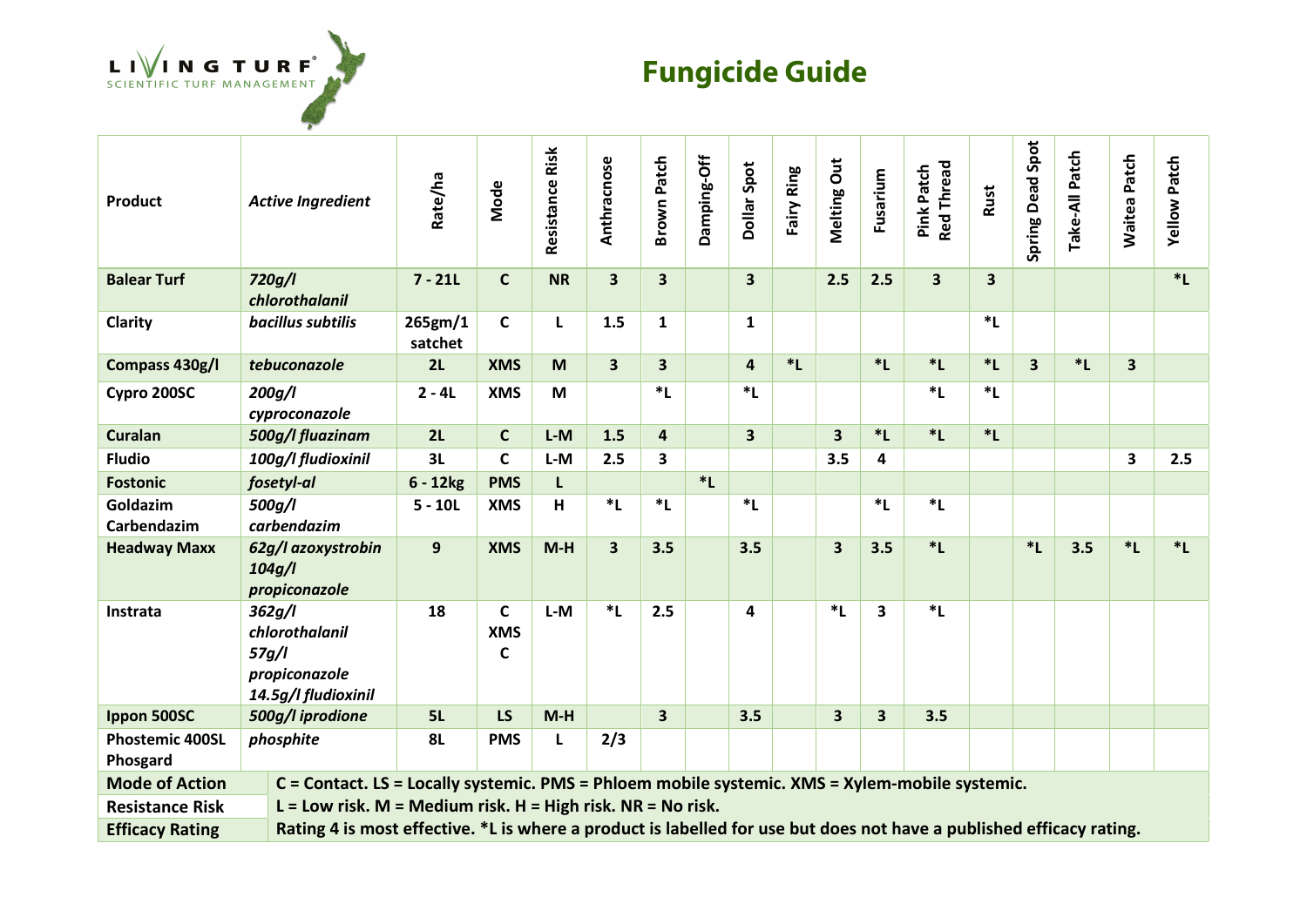LIVING TURF®
SCIENTIFIC TURF MANAGEMENT

# Fungicide Guide

| Product | *Active Ingredient* | Rate/ha | Mode | Resistance Risk | Anthracnose | Brown Patch | Damping-Off | Dollar Spot | Fairy Ring | Melting Out | Fusarium | Pink Patch Red Thread | Rust | Spring Dead Spot | Take-All Patch | Waitea Patch | Yellow Patch |
|---|---|---|---|---|---|---|---|---|---|---|---|---|---|---|---|---|---|
| **Balear Turf** | *720g/l chlorothalanil* | 7 - 21L | C | NR | 3 | 3 | | 3 | | 2.5 | 2.5 | 3 | 3 | | | | *L |
| **Clarity** | *bacillus subtilis* | 265gm/1 satchet | C | L | 1.5 | 1 | | 1 | | | | | *L | | | | |
| **Compass 430g/l** | *tebuconazole* | 2L | XMS | M | 3 | 3 | | 4 | *L | | *L | *L | *L | 3 | *L | 3 | |
| **Cypro 200SC** | *200g/l cyproconazole* | 2 - 4L | XMS | M | | *L | | *L | | | | *L | *L | | | | |
| **Curalan** | *500g/l fluazinam* | 2L | C | L-M | 1.5 | 4 | | 3 | | 3 | *L | *L | *L | | | | |
| **Fludio** | *100g/l fludioxinil* | 3L | C | L-M | 2.5 | 3 | | | | 3.5 | 4 | | | | | 3 | 2.5 |
| **Fostonic** | *fosetyl-al* | 6 - 12kg | PMS | L | | | *L | | | | | | | | | | |
| **Goldazim Carbendazim** | *500g/l carbendazim* | 5 - 10L | XMS | H | *L | *L | | *L | | | *L | *L | | | | | |
| **Headway Maxx** | *62g/l azoxystrobin 104g/l propiconazole* | 9 | XMS | M-H | 3 | 3.5 | | 3.5 | | 3 | 3.5 | *L | | *L | 3.5 | *L | *L |
| **Instrata** | *362g/l chlorothalanil 57g/l propiconazole 14.5g/l fludioxinil* | 18 | C XMS C | L-M | *L | 2.5 | | 4 | | *L | 3 | *L | | | | | |
| **Ippon 500SC** | *500g/l iprodione* | 5L | LS | M-H | | 3 | | 3.5 | | 3 | 3 | 3.5 | | | | | |
| **Phostemic 400SL Phosgard** | *phosphite* | 8L | PMS | L | 2/3 | | | | | | | | | | | | |

**Mode of Action** — C = Contact. LS = Locally systemic. PMS = Phloem mobile systemic. XMS = Xylem-mobile systemic.

**Resistance Risk** — L = Low risk. M = Medium risk. H = High risk. NR = No risk.

**Efficacy Rating** — Rating 4 is most effective. *L is where a product is labelled for use but does not have a published efficacy rating.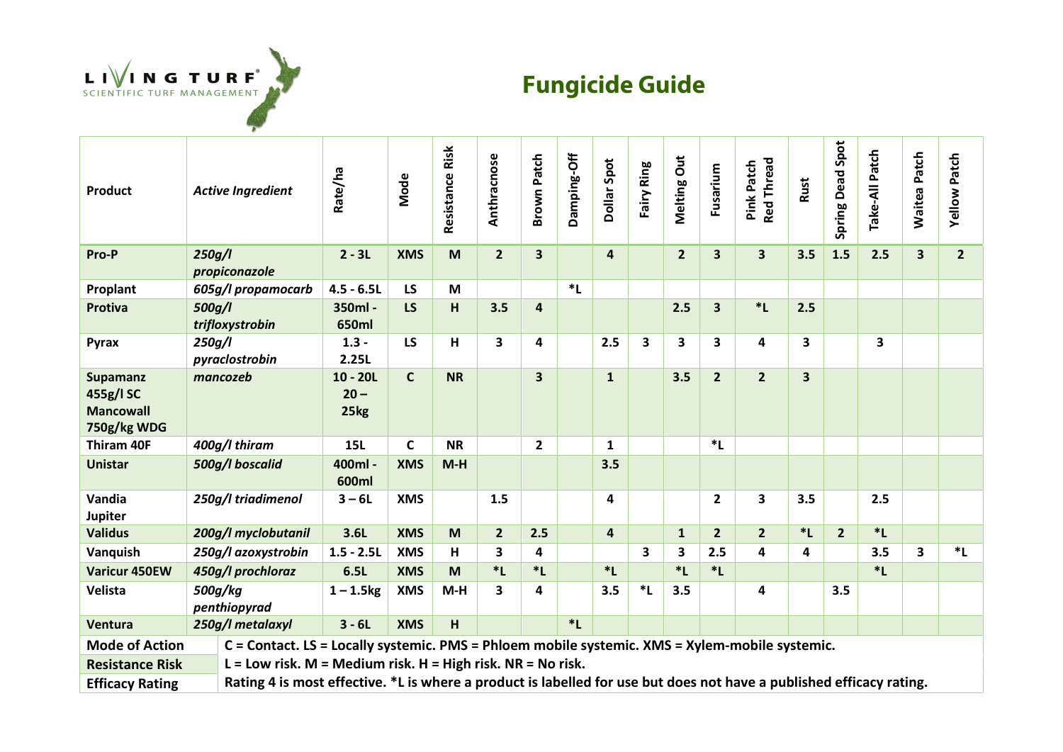LIVING TURF
SCIENTIFIC TURF MANAGEMENT

# Fungicide Guide

| Product | *Active Ingredient* | Rate/ha | Mode | Resistance Risk | Anthracnose | Brown Patch | Damping-Off | Dollar Spot | Fairy Ring | Melting Out | Fusarium | Pink Patch Red Thread | Rust | Spring Dead Spot | Take-All Patch | Waitea Patch | Yellow Patch |
|---|---|---|---|---|---|---|---|---|---|---|---|---|---|---|---|---|---|
| **Pro-P** | *250g/l propiconazole* | 2 - 3L | XMS | M | 2 | 3 | | 4 | | 2 | 3 | 3 | 3.5 | 1.5 | 2.5 | 3 | 2 |
| **Proplant** | *605g/l propamocarb* | 4.5 - 6.5L | LS | M | | | *L | | | | | | | | | | |
| **Protiva** | *500g/l trifloxystrobin* | 350ml - 650ml | LS | H | 3.5 | 4 | | | | 2.5 | 3 | *L | 2.5 | | | | |
| **Pyrax** | *250g/l pyraclostrobin* | 1.3 - 2.25L | LS | H | 3 | 4 | | 2.5 | 3 | 3 | 3 | 4 | 3 | | 3 | | |
| **Supamanz 455g/l SC Mancowall 750g/kg WDG** | *mancozeb* | 10 - 20L 20 – 25kg | C | NR | | 3 | | 1 | | 3.5 | 2 | 2 | 3 | | | | |
| **Thiram 40F** | *400g/l thiram* | 15L | C | NR | | 2 | | 1 | | | *L | | | | | | |
| **Unistar** | *500g/l boscalid* | 400ml - 600ml | XMS | M-H | | | | 3.5 | | | | | | | | | |
| **Vandia Jupiter** | *250g/l triadimenol* | 3 – 6L | XMS | | 1.5 | | | 4 | | | 2 | 3 | 3.5 | | 2.5 | | |
| **Validus** | *200g/l myclobutanil* | 3.6L | XMS | M | 2 | 2.5 | | 4 | | 1 | 2 | 2 | *L | 2 | *L | | |
| **Vanquish** | *250g/l azoxystrobin* | 1.5 - 2.5L | XMS | H | 3 | 4 | | | 3 | 3 | 2.5 | 4 | 4 | | 3.5 | 3 | *L |
| **Varicur 450EW** | *450g/l prochloraz* | 6.5L | XMS | M | *L | *L | | *L | | *L | *L | | | | *L | | |
| **Velista** | *500g/kg penthiopyrad* | 1 – 1.5kg | XMS | M-H | 3 | 4 | | 3.5 | *L | 3.5 | | 4 | | 3.5 | | | |
| **Ventura** | *250g/l metalaxyl* | 3 - 6L | XMS | H | | | *L | | | | | | | | | | |

**Mode of Action** — C = Contact. LS = Locally systemic. PMS = Phloem mobile systemic. XMS = Xylem-mobile systemic.

**Resistance Risk** — L = Low risk. M = Medium risk. H = High risk. NR = No risk.

**Efficacy Rating** — Rating 4 is most effective. *L is where a product is labelled for use but does not have a published efficacy rating.